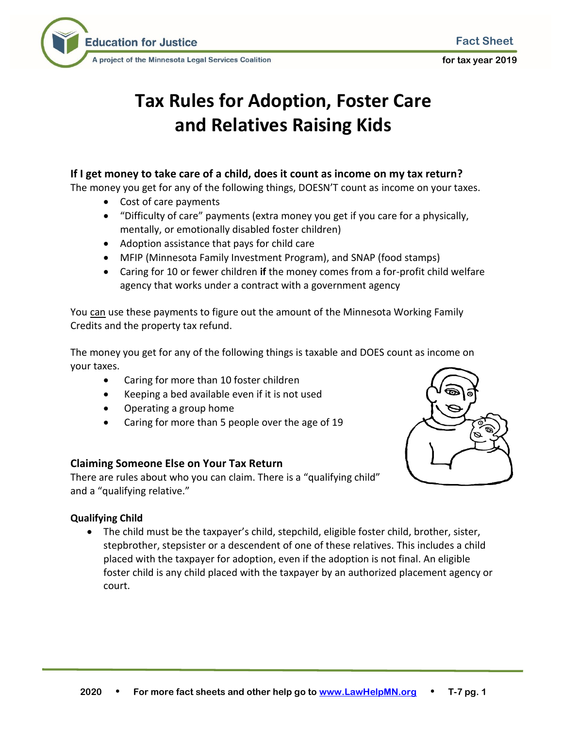Education for Justice
A project of the Minnesota Legal Services Coalition

Fact Sheet
for tax year 2019

# Tax Rules for Adoption, Foster Care and Relatives Raising Kids

### If I get money to take care of a child, does it count as income on my tax return?

The money you get for any of the following things, DOESN'T count as income on your taxes.

- Cost of care payments
- "Difficulty of care" payments (extra money you get if you care for a physically, mentally, or emotionally disabled foster children)
- Adoption assistance that pays for child care
- MFIP (Minnesota Family Investment Program), and SNAP (food stamps)
- Caring for 10 or fewer children **if** the money comes from a for-profit child welfare agency that works under a contract with a government agency

You <u>can</u> use these payments to figure out the amount of the Minnesota Working Family Credits and the property tax refund.

The money you get for any of the following things is taxable and DOES count as income on your taxes.

- Caring for more than 10 foster children
- Keeping a bed available even if it is not used
- Operating a group home
- Caring for more than 5 people over the age of 19

### Claiming Someone Else on Your Tax Return

There are rules about who you can claim. There is a "qualifying child" and a "qualifying relative."

#### Qualifying Child

- The child must be the taxpayer's child, stepchild, eligible foster child, brother, sister, stepbrother, stepsister or a descendent of one of these relatives. This includes a child placed with the taxpayer for adoption, even if the adoption is not final. An eligible foster child is any child placed with the taxpayer by an authorized placement agency or court.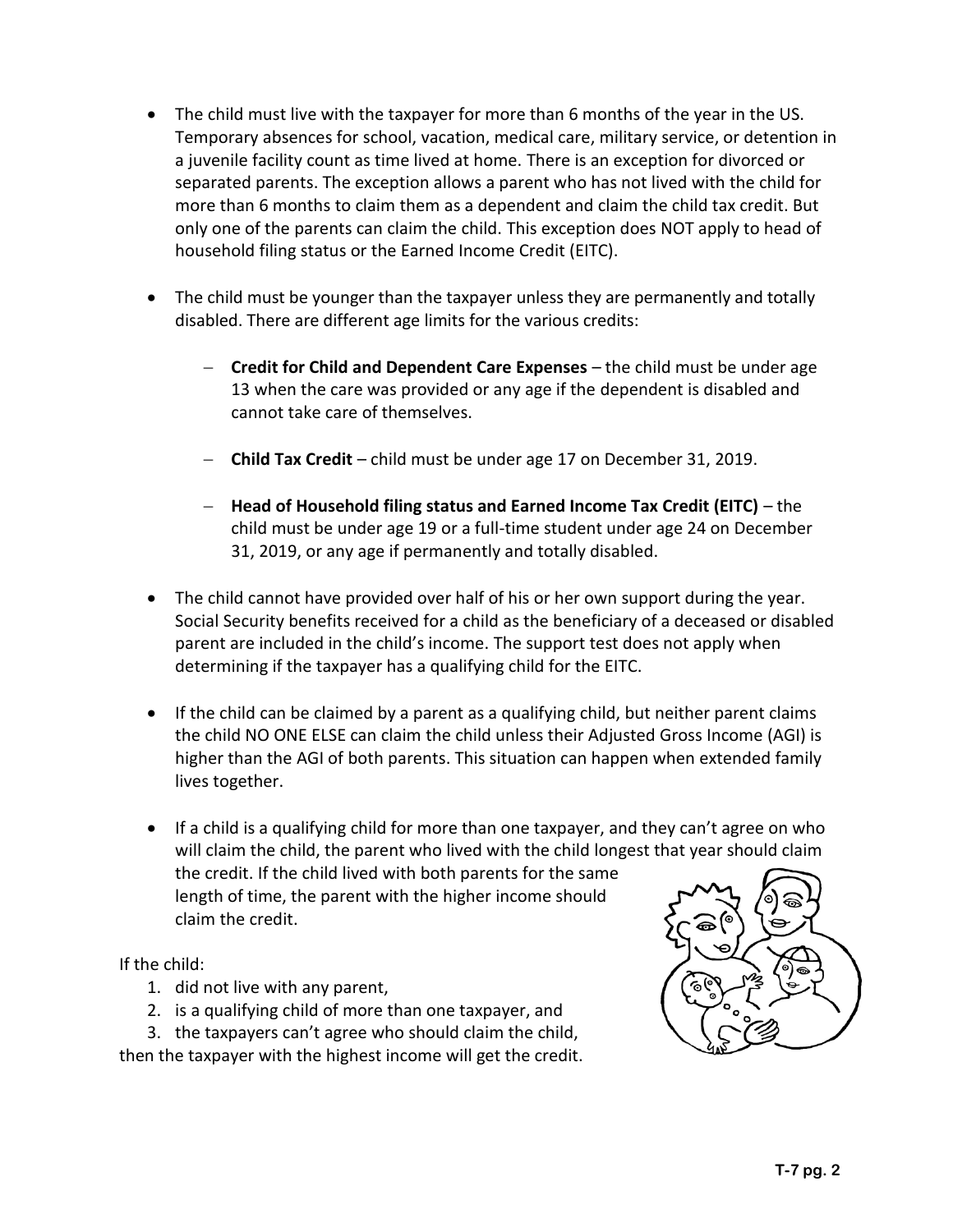- The child must live with the taxpayer for more than 6 months of the year in the US. Temporary absences for school, vacation, medical care, military service, or detention in a juvenile facility count as time lived at home. There is an exception for divorced or separated parents. The exception allows a parent who has not lived with the child for more than 6 months to claim them as a dependent and claim the child tax credit. But only one of the parents can claim the child. This exception does NOT apply to head of household filing status or the Earned Income Credit (EITC).

- The child must be younger than the taxpayer unless they are permanently and totally disabled. There are different age limits for the various credits:

  - **Credit for Child and Dependent Care Expenses** – the child must be under age 13 when the care was provided or any age if the dependent is disabled and cannot take care of themselves.

  - **Child Tax Credit** – child must be under age 17 on December 31, 2019.

  - **Head of Household filing status and Earned Income Tax Credit (EITC)** – the child must be under age 19 or a full-time student under age 24 on December 31, 2019, or any age if permanently and totally disabled.

- The child cannot have provided over half of his or her own support during the year. Social Security benefits received for a child as the beneficiary of a deceased or disabled parent are included in the child's income. The support test does not apply when determining if the taxpayer has a qualifying child for the EITC.

- If the child can be claimed by a parent as a qualifying child, but neither parent claims the child NO ONE ELSE can claim the child unless their Adjusted Gross Income (AGI) is higher than the AGI of both parents. This situation can happen when extended family lives together.

- If a child is a qualifying child for more than one taxpayer, and they can't agree on who will claim the child, the parent who lived with the child longest that year should claim the credit. If the child lived with both parents for the same length of time, the parent with the higher income should claim the credit.

If the child:

1. did not live with any parent,
2. is a qualifying child of more than one taxpayer, and
3. the taxpayers can't agree who should claim the child,

then the taxpayer with the highest income will get the credit.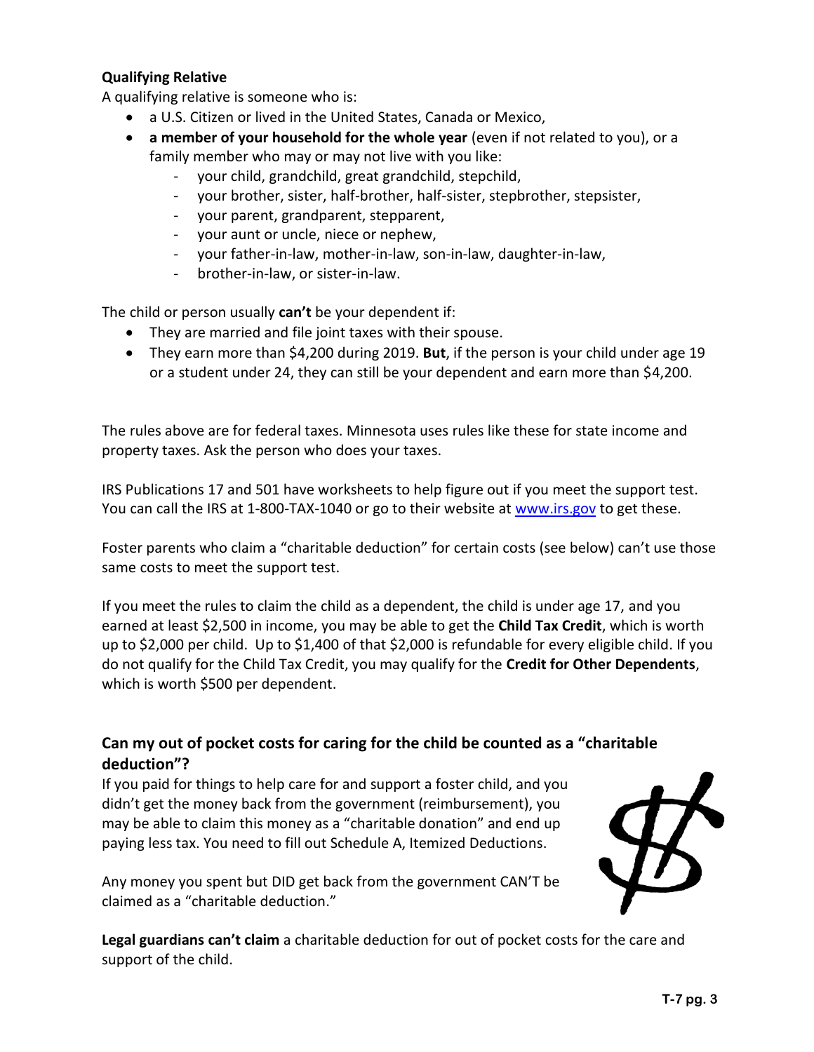**Qualifying Relative**

A qualifying relative is someone who is:

- a U.S. Citizen or lived in the United States, Canada or Mexico,
- **a member of your household for the whole year** (even if not related to you), or a family member who may or may not live with you like:
  - your child, grandchild, great grandchild, stepchild,
  - your brother, sister, half-brother, half-sister, stepbrother, stepsister,
  - your parent, grandparent, stepparent,
  - your aunt or uncle, niece or nephew,
  - your father-in-law, mother-in-law, son-in-law, daughter-in-law,
  - brother-in-law, or sister-in-law.

The child or person usually **can't** be your dependent if:

- They are married and file joint taxes with their spouse.
- They earn more than $4,200 during 2019. **But**, if the person is your child under age 19 or a student under 24, they can still be your dependent and earn more than $4,200.

The rules above are for federal taxes. Minnesota uses rules like these for state income and property taxes. Ask the person who does your taxes.

IRS Publications 17 and 501 have worksheets to help figure out if you meet the support test. You can call the IRS at 1-800-TAX-1040 or go to their website at www.irs.gov to get these.

Foster parents who claim a "charitable deduction" for certain costs (see below) can't use those same costs to meet the support test.

If you meet the rules to claim the child as a dependent, the child is under age 17, and you earned at least $2,500 in income, you may be able to get the **Child Tax Credit**, which is worth up to $2,000 per child. Up to $1,400 of that $2,000 is refundable for every eligible child. If you do not qualify for the Child Tax Credit, you may qualify for the **Credit for Other Dependents**, which is worth $500 per dependent.

## Can my out of pocket costs for caring for the child be counted as a "charitable deduction"?

If you paid for things to help care for and support a foster child, and you didn't get the money back from the government (reimbursement), you may be able to claim this money as a "charitable donation" and end up paying less tax. You need to fill out Schedule A, Itemized Deductions.

Any money you spent but DID get back from the government CAN'T be claimed as a "charitable deduction."

**Legal guardians can't claim** a charitable deduction for out of pocket costs for the care and support of the child.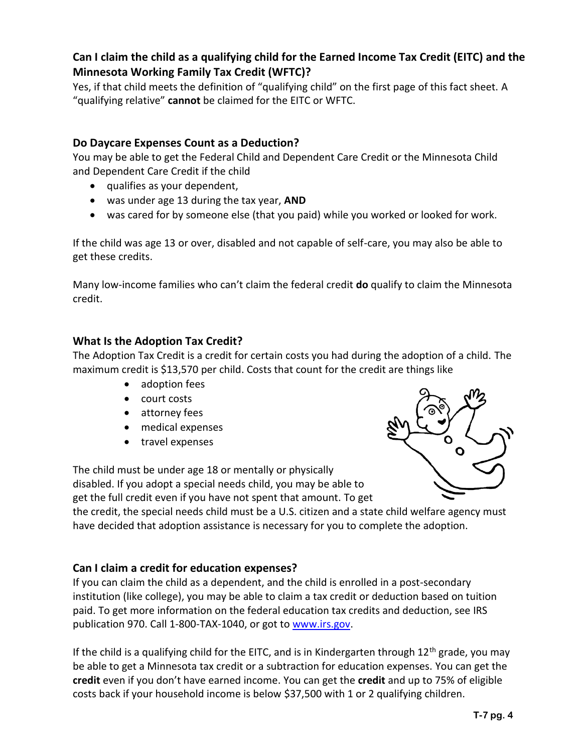### Can I claim the child as a qualifying child for the Earned Income Tax Credit (EITC) and the Minnesota Working Family Tax Credit (WFTC)?

Yes, if that child meets the definition of "qualifying child" on the first page of this fact sheet. A "qualifying relative" **cannot** be claimed for the EITC or WFTC.

### Do Daycare Expenses Count as a Deduction?

You may be able to get the Federal Child and Dependent Care Credit or the Minnesota Child and Dependent Care Credit if the child

- qualifies as your dependent,
- was under age 13 during the tax year, **AND**
- was cared for by someone else (that you paid) while you worked or looked for work.

If the child was age 13 or over, disabled and not capable of self-care, you may also be able to get these credits.

Many low-income families who can't claim the federal credit **do** qualify to claim the Minnesota credit.

### What Is the Adoption Tax Credit?

The Adoption Tax Credit is a credit for certain costs you had during the adoption of a child. The maximum credit is $13,570 per child. Costs that count for the credit are things like

- adoption fees
- court costs
- attorney fees
- medical expenses
- travel expenses

The child must be under age 18 or mentally or physically disabled. If you adopt a special needs child, you may be able to get the full credit even if you have not spent that amount. To get the credit, the special needs child must be a U.S. citizen and a state child welfare agency must have decided that adoption assistance is necessary for you to complete the adoption.

### Can I claim a credit for education expenses?

If you can claim the child as a dependent, and the child is enrolled in a post-secondary institution (like college), you may be able to claim a tax credit or deduction based on tuition paid. To get more information on the federal education tax credits and deduction, see IRS publication 970. Call 1-800-TAX-1040, or got to www.irs.gov.

If the child is a qualifying child for the EITC, and is in Kindergarten through 12th grade, you may be able to get a Minnesota tax credit or a subtraction for education expenses. You can get the **credit** even if you don't have earned income. You can get the **credit** and up to 75% of eligible costs back if your household income is below $37,500 with 1 or 2 qualifying children.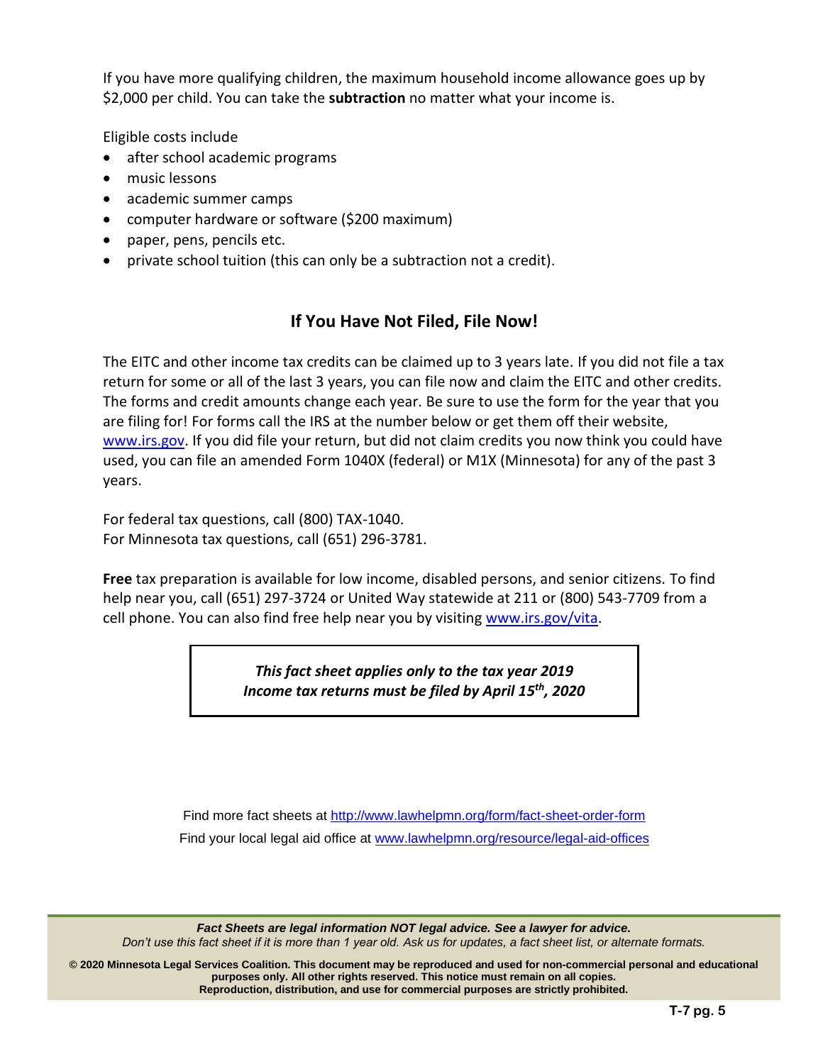If you have more qualifying children, the maximum household income allowance goes up by $2,000 per child. You can take the **subtraction** no matter what your income is.

Eligible costs include

- after school academic programs
- music lessons
- academic summer camps
- computer hardware or software ($200 maximum)
- paper, pens, pencils etc.
- private school tuition (this can only be a subtraction not a credit).

## If You Have Not Filed, File Now!

The EITC and other income tax credits can be claimed up to 3 years late. If you did not file a tax return for some or all of the last 3 years, you can file now and claim the EITC and other credits. The forms and credit amounts change each year. Be sure to use the form for the year that you are filing for! For forms call the IRS at the number below or get them off their website, www.irs.gov. If you did file your return, but did not claim credits you now think you could have used, you can file an amended Form 1040X (federal) or M1X (Minnesota) for any of the past 3 years.

For federal tax questions, call (800) TAX-1040.
For Minnesota tax questions, call (651) 296-3781.

**Free** tax preparation is available for low income, disabled persons, and senior citizens. To find help near you, call (651) 297-3724 or United Way statewide at 211 or (800) 543-7709 from a cell phone. You can also find free help near you by visiting www.irs.gov/vita.

***This fact sheet applies only to the tax year 2019***
***Income tax returns must be filed by April 15th, 2020***

Find more fact sheets at http://www.lawhelpmn.org/form/fact-sheet-order-form
Find your local legal aid office at www.lawhelpmn.org/resource/legal-aid-offices

***Fact Sheets are legal information NOT legal advice. See a lawyer for advice.***
*Don't use this fact sheet if it is more than 1 year old. Ask us for updates, a fact sheet list, or alternate formats.*

**© 2020 Minnesota Legal Services Coalition. This document may be reproduced and used for non-commercial personal and educational purposes only. All other rights reserved. This notice must remain on all copies. Reproduction, distribution, and use for commercial purposes are strictly prohibited.**